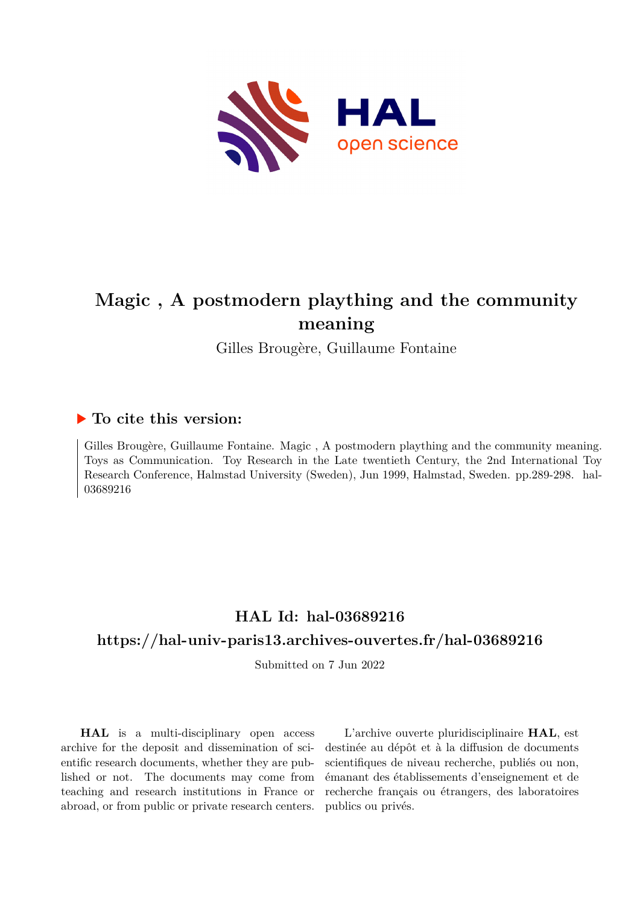# Magic , A postmodern plaything and the community meaning

Gilles Brougère, Guillaume Fontaine

## ▶ To cite this version:

Gilles Brougère, Guillaume Fontaine. Magic , A postmodern plaything and the community meaning. Toys as Communication. Toy Research in the Late twentieth Century, the 2nd International Toy Research Conference, Halmstad University (Sweden), Jun 1999, Halmstad, Sweden. pp.289-298. hal-03689216

**HAL Id: hal-03689216**

**https://hal-univ-paris13.archives-ouvertes.fr/hal-03689216**

Submitted on 7 Jun 2022

**HAL** is a multi-disciplinary open access archive for the deposit and dissemination of scientific research documents, whether they are published or not. The documents may come from teaching and research institutions in France or abroad, or from public or private research centers.

L'archive ouverte pluridisciplinaire **HAL**, est destinée au dépôt et à la diffusion de documents scientifiques de niveau recherche, publiés ou non, émanant des établissements d'enseignement et de recherche français ou étrangers, des laboratoires publics ou privés.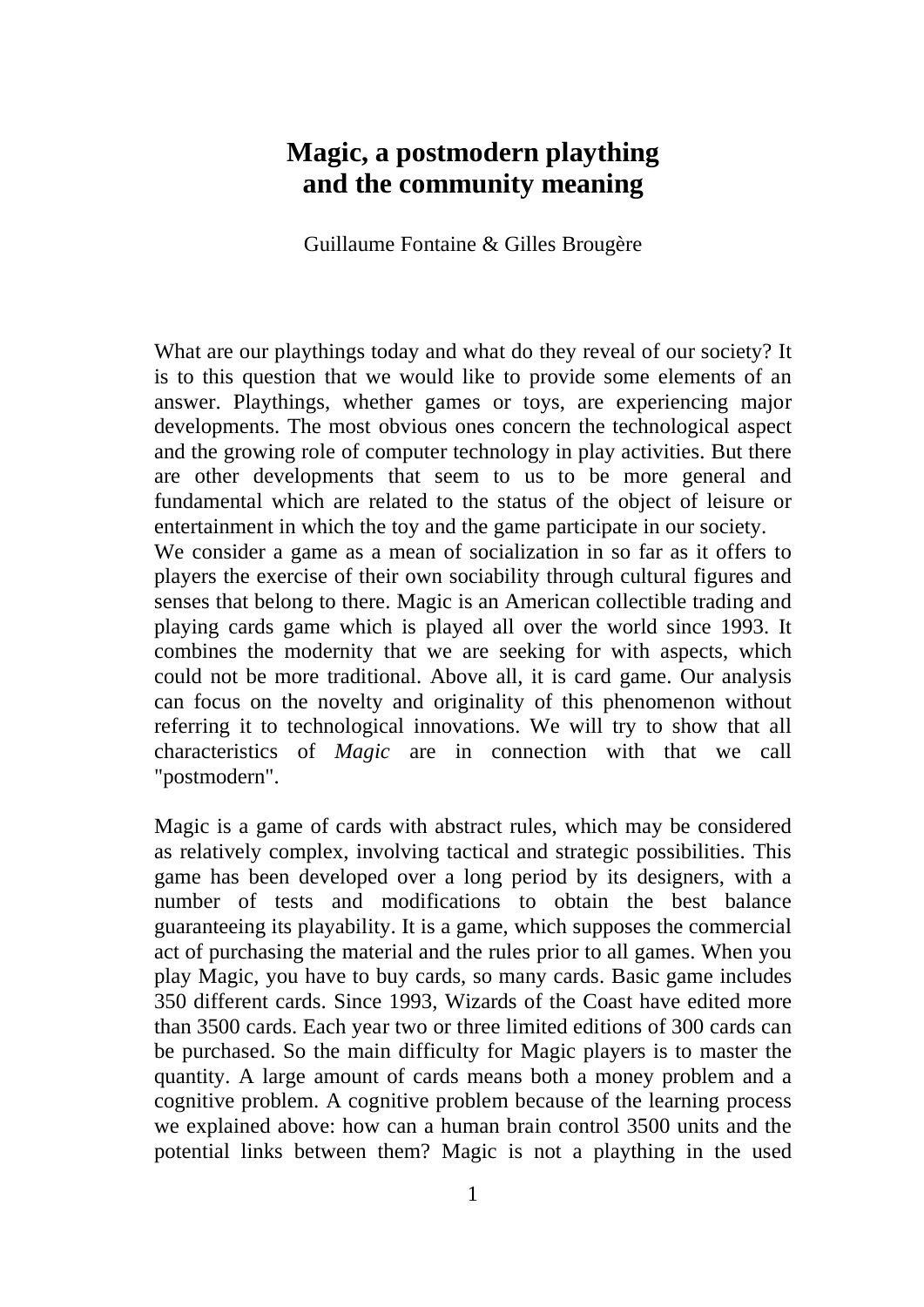# Magic, a postmodern plaything and the community meaning

Guillaume Fontaine & Gilles Brougère

What are our playthings today and what do they reveal of our society? It is to this question that we would like to provide some elements of an answer. Playthings, whether games or toys, are experiencing major developments. The most obvious ones concern the technological aspect and the growing role of computer technology in play activities. But there are other developments that seem to us to be more general and fundamental which are related to the status of the object of leisure or entertainment in which the toy and the game participate in our society.
We consider a game as a mean of socialization in so far as it offers to players the exercise of their own sociability through cultural figures and senses that belong to there. Magic is an American collectible trading and playing cards game which is played all over the world since 1993. It combines the modernity that we are seeking for with aspects, which could not be more traditional. Above all, it is card game. Our analysis can focus on the novelty and originality of this phenomenon without referring it to technological innovations. We will try to show that all characteristics of *Magic* are in connection with that we call "postmodern".

Magic is a game of cards with abstract rules, which may be considered as relatively complex, involving tactical and strategic possibilities. This game has been developed over a long period by its designers, with a number of tests and modifications to obtain the best balance guaranteeing its playability. It is a game, which supposes the commercial act of purchasing the material and the rules prior to all games. When you play Magic, you have to buy cards, so many cards. Basic game includes 350 different cards. Since 1993, Wizards of the Coast have edited more than 3500 cards. Each year two or three limited editions of 300 cards can be purchased. So the main difficulty for Magic players is to master the quantity. A large amount of cards means both a money problem and a cognitive problem. A cognitive problem because of the learning process we explained above: how can a human brain control 3500 units and the potential links between them? Magic is not a plaything in the used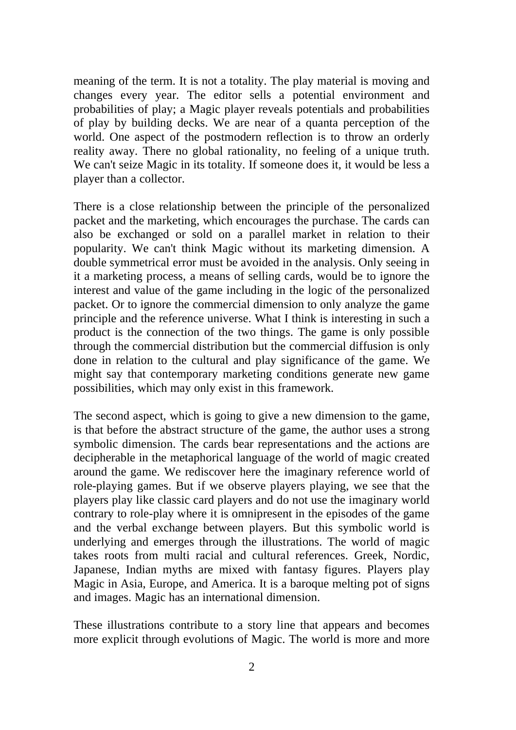meaning of the term. It is not a totality. The play material is moving and changes every year. The editor sells a potential environment and probabilities of play; a Magic player reveals potentials and probabilities of play by building decks. We are near of a quanta perception of the world. One aspect of the postmodern reflection is to throw an orderly reality away. There no global rationality, no feeling of a unique truth. We can't seize Magic in its totality. If someone does it, it would be less a player than a collector.

There is a close relationship between the principle of the personalized packet and the marketing, which encourages the purchase. The cards can also be exchanged or sold on a parallel market in relation to their popularity. We can't think Magic without its marketing dimension. A double symmetrical error must be avoided in the analysis. Only seeing in it a marketing process, a means of selling cards, would be to ignore the interest and value of the game including in the logic of the personalized packet. Or to ignore the commercial dimension to only analyze the game principle and the reference universe. What I think is interesting in such a product is the connection of the two things. The game is only possible through the commercial distribution but the commercial diffusion is only done in relation to the cultural and play significance of the game. We might say that contemporary marketing conditions generate new game possibilities, which may only exist in this framework.

The second aspect, which is going to give a new dimension to the game, is that before the abstract structure of the game, the author uses a strong symbolic dimension. The cards bear representations and the actions are decipherable in the metaphorical language of the world of magic created around the game. We rediscover here the imaginary reference world of role-playing games. But if we observe players playing, we see that the players play like classic card players and do not use the imaginary world contrary to role-play where it is omnipresent in the episodes of the game and the verbal exchange between players. But this symbolic world is underlying and emerges through the illustrations. The world of magic takes roots from multi racial and cultural references. Greek, Nordic, Japanese, Indian myths are mixed with fantasy figures. Players play Magic in Asia, Europe, and America. It is a baroque melting pot of signs and images. Magic has an international dimension.

These illustrations contribute to a story line that appears and becomes more explicit through evolutions of Magic. The world is more and more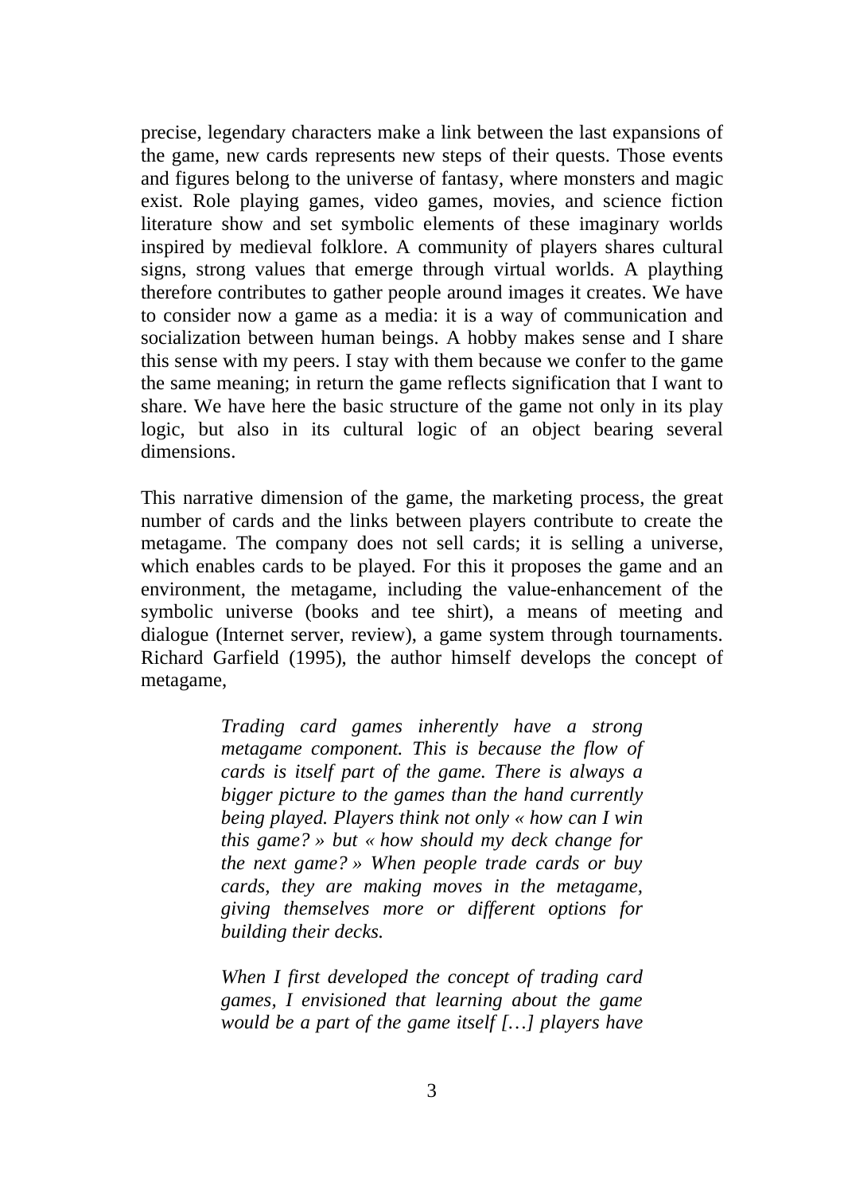precise, legendary characters make a link between the last expansions of the game, new cards represents new steps of their quests. Those events and figures belong to the universe of fantasy, where monsters and magic exist. Role playing games, video games, movies, and science fiction literature show and set symbolic elements of these imaginary worlds inspired by medieval folklore. A community of players shares cultural signs, strong values that emerge through virtual worlds. A plaything therefore contributes to gather people around images it creates. We have to consider now a game as a media: it is a way of communication and socialization between human beings. A hobby makes sense and I share this sense with my peers. I stay with them because we confer to the game the same meaning; in return the game reflects signification that I want to share. We have here the basic structure of the game not only in its play logic, but also in its cultural logic of an object bearing several dimensions.

This narrative dimension of the game, the marketing process, the great number of cards and the links between players contribute to create the metagame. The company does not sell cards; it is selling a universe, which enables cards to be played. For this it proposes the game and an environment, the metagame, including the value-enhancement of the symbolic universe (books and tee shirt), a means of meeting and dialogue (Internet server, review), a game system through tournaments. Richard Garfield (1995), the author himself develops the concept of metagame,

> *Trading card games inherently have a strong metagame component. This is because the flow of cards is itself part of the game. There is always a bigger picture to the games than the hand currently being played. Players think not only « how can I win this game? » but « how should my deck change for the next game? » When people trade cards or buy cards, they are making moves in the metagame, giving themselves more or different options for building their decks.*
>
> *When I first developed the concept of trading card games, I envisioned that learning about the game would be a part of the game itself […] players have*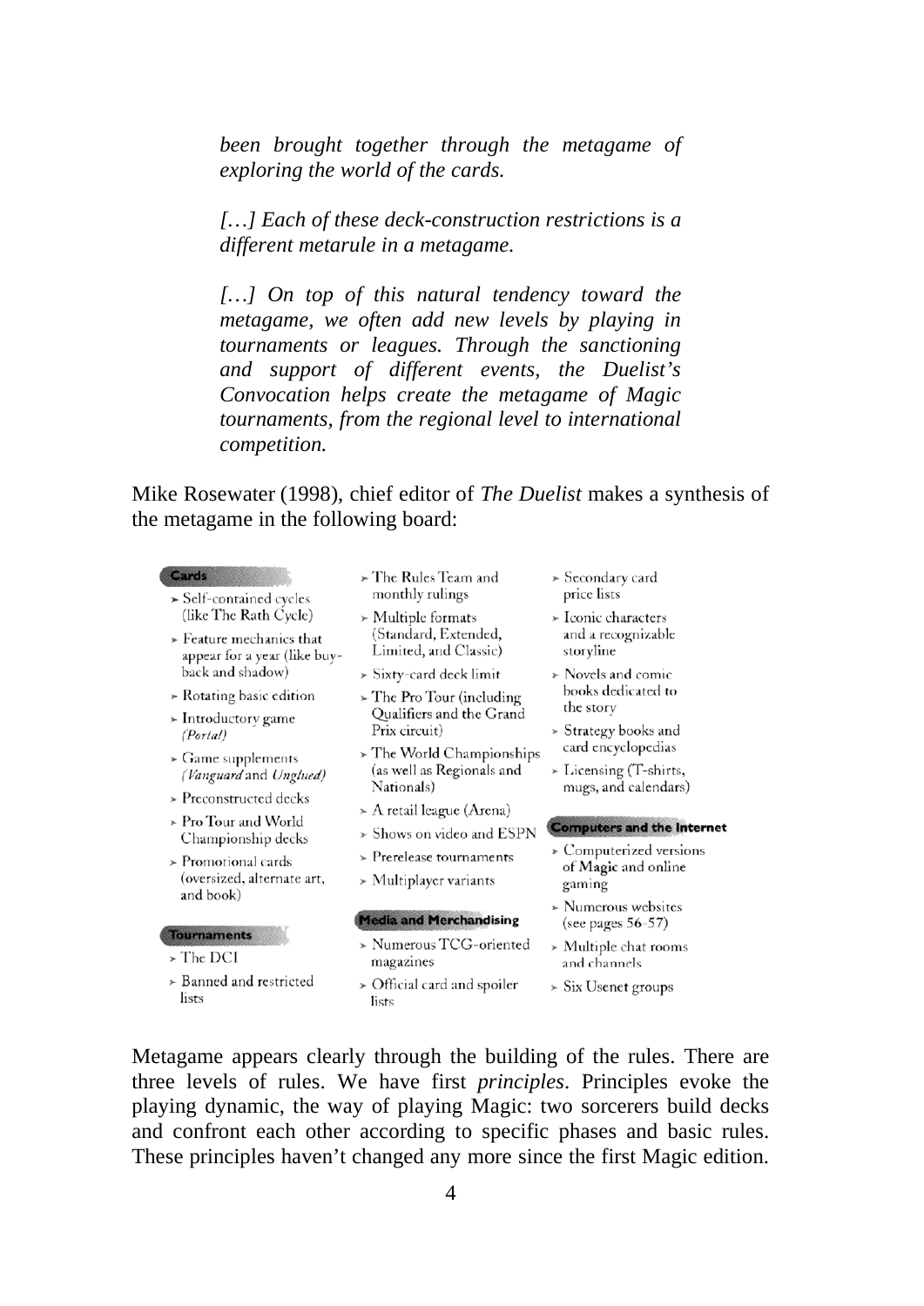*been brought together through the metagame of exploring the world of the cards.*

*[…] Each of these deck-construction restrictions is a different metarule in a metagame.*

*[…] On top of this natural tendency toward the metagame, we often add new levels by playing in tournaments or leagues. Through the sanctioning and support of different events, the Duelist's Convocation helps create the metagame of Magic tournaments, from the regional level to international competition.*

Mike Rosewater (1998), chief editor of *The Duelist* makes a synthesis of the metagame in the following board:

**Cards**

- Self-contained cycles (like The Rath Cycle)
- Feature mechanics that appear for a year (like buy-back and shadow)
- Rotating basic edition
- Introductory game (*Portal*)
- Game supplements (*Vanguard* and *Unglued*)
- Preconstructed decks
- Pro Tour and World Championship decks
- Promotional cards (oversized, alternate art, and book)

**Tournaments**

- The DCI
- Banned and restricted lists
- The Rules Team and monthly rulings
- Multiple formats (Standard, Extended, Limited, and Classic)
- Sixty-card deck limit
- The Pro Tour (including Qualifiers and the Grand Prix circuit)
- The World Championships (as well as Regionals and Nationals)
- A retail league (Arena)
- Shows on video and ESPN
- Prerelease tournaments
- Multiplayer variants

**Media and Merchandising**

- Numerous TCG-oriented magazines
- Official card and spoiler lists
- Secondary card price lists
- Iconic characters and a recognizable storyline
- Novels and comic books dedicated to the story
- Strategy books and card encyclopedias
- Licensing (T-shirts, mugs, and calendars)

**Computers and the Internet**

- Computerized versions of **Magic** and online gaming
- Numerous websites (see pages 56–57)
- Multiple chat rooms and channels
- Six Usenet groups

Metagame appears clearly through the building of the rules. There are three levels of rules. We have first *principles*. Principles evoke the playing dynamic, the way of playing Magic: two sorcerers build decks and confront each other according to specific phases and basic rules. These principles haven't changed any more since the first Magic edition.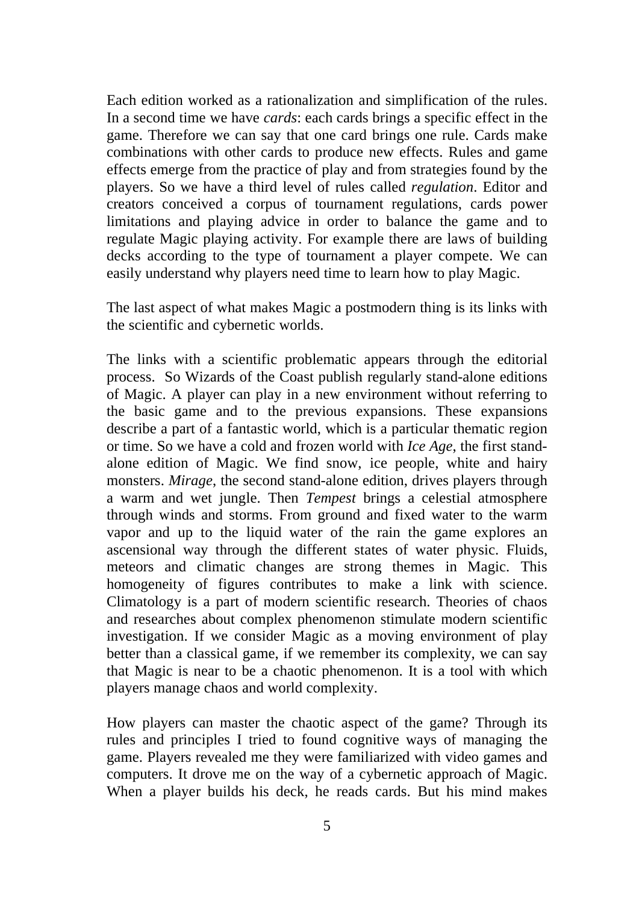Each edition worked as a rationalization and simplification of the rules. In a second time we have *cards*: each cards brings a specific effect in the game. Therefore we can say that one card brings one rule. Cards make combinations with other cards to produce new effects. Rules and game effects emerge from the practice of play and from strategies found by the players. So we have a third level of rules called *regulation*. Editor and creators conceived a corpus of tournament regulations, cards power limitations and playing advice in order to balance the game and to regulate Magic playing activity. For example there are laws of building decks according to the type of tournament a player compete. We can easily understand why players need time to learn how to play Magic.

The last aspect of what makes Magic a postmodern thing is its links with the scientific and cybernetic worlds.

The links with a scientific problematic appears through the editorial process. So Wizards of the Coast publish regularly stand-alone editions of Magic. A player can play in a new environment without referring to the basic game and to the previous expansions. These expansions describe a part of a fantastic world, which is a particular thematic region or time. So we have a cold and frozen world with *Ice Age*, the first stand-alone edition of Magic. We find snow, ice people, white and hairy monsters. *Mirage*, the second stand-alone edition, drives players through a warm and wet jungle. Then *Tempest* brings a celestial atmosphere through winds and storms. From ground and fixed water to the warm vapor and up to the liquid water of the rain the game explores an ascensional way through the different states of water physic. Fluids, meteors and climatic changes are strong themes in Magic. This homogeneity of figures contributes to make a link with science. Climatology is a part of modern scientific research. Theories of chaos and researches about complex phenomenon stimulate modern scientific investigation. If we consider Magic as a moving environment of play better than a classical game, if we remember its complexity, we can say that Magic is near to be a chaotic phenomenon. It is a tool with which players manage chaos and world complexity.

How players can master the chaotic aspect of the game? Through its rules and principles I tried to found cognitive ways of managing the game. Players revealed me they were familiarized with video games and computers. It drove me on the way of a cybernetic approach of Magic. When a player builds his deck, he reads cards. But his mind makes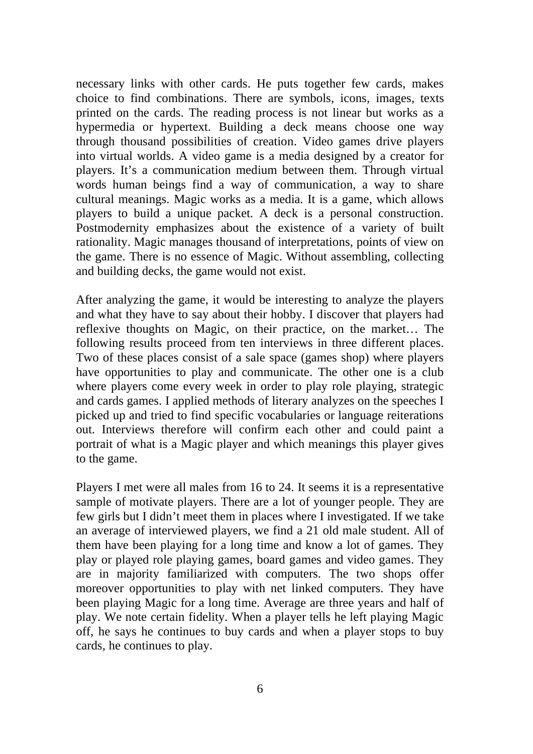necessary links with other cards. He puts together few cards, makes choice to find combinations. There are symbols, icons, images, texts printed on the cards. The reading process is not linear but works as a hypermedia or hypertext. Building a deck means choose one way through thousand possibilities of creation. Video games drive players into virtual worlds. A video game is a media designed by a creator for players. It's a communication medium between them. Through virtual words human beings find a way of communication, a way to share cultural meanings. Magic works as a media. It is a game, which allows players to build a unique packet. A deck is a personal construction. Postmodernity emphasizes about the existence of a variety of built rationality. Magic manages thousand of interpretations, points of view on the game. There is no essence of Magic. Without assembling, collecting and building decks, the game would not exist.

After analyzing the game, it would be interesting to analyze the players and what they have to say about their hobby. I discover that players had reflexive thoughts on Magic, on their practice, on the market… The following results proceed from ten interviews in three different places. Two of these places consist of a sale space (games shop) where players have opportunities to play and communicate. The other one is a club where players come every week in order to play role playing, strategic and cards games. I applied methods of literary analyzes on the speeches I picked up and tried to find specific vocabularies or language reiterations out. Interviews therefore will confirm each other and could paint a portrait of what is a Magic player and which meanings this player gives to the game.

Players I met were all males from 16 to 24. It seems it is a representative sample of motivate players. There are a lot of younger people. They are few girls but I didn't meet them in places where I investigated. If we take an average of interviewed players, we find a 21 old male student. All of them have been playing for a long time and know a lot of games. They play or played role playing games, board games and video games. They are in majority familiarized with computers. The two shops offer moreover opportunities to play with net linked computers. They have been playing Magic for a long time. Average are three years and half of play. We note certain fidelity. When a player tells he left playing Magic off, he says he continues to buy cards and when a player stops to buy cards, he continues to play.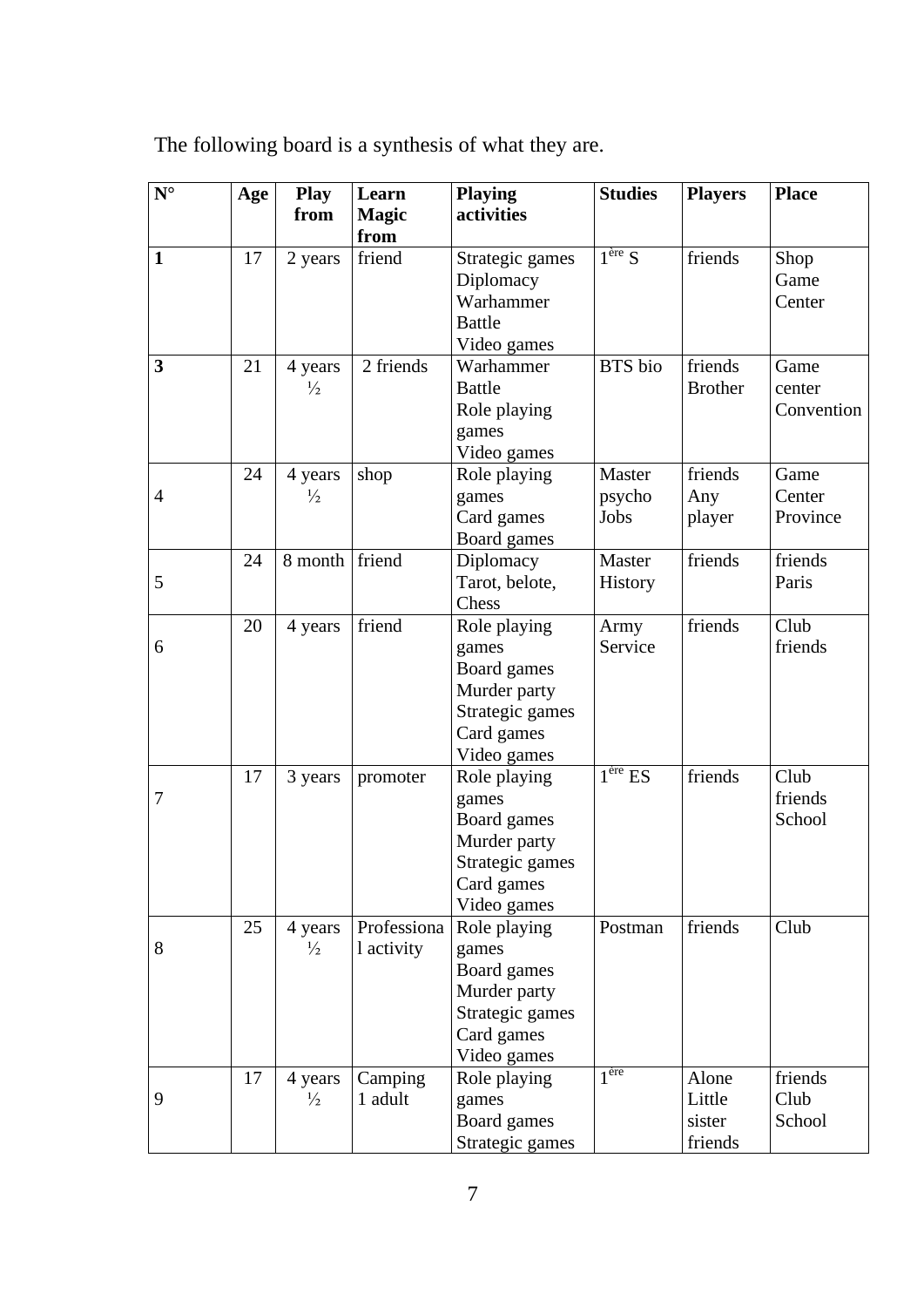The following board is a synthesis of what they are.

| **N°** | **Age** | **Play from** | **Learn Magic from** | **Playing activities** | **Studies** | **Players** | **Place** |
|---|---|---|---|---|---|---|---|
| **1** | 17 | 2 years | friend | Strategic games Diplomacy Warhammer Battle Video games | 1$^{ère}$ S | friends | Shop Game Center |
| **3** | 21 | 4 years ½ | 2 friends | Warhammer Battle Role playing games Video games | BTS bio | friends Brother | Game center Convention |
| 4 | 24 | 4 years ½ | shop | Role playing games Card games Board games | Master psycho Jobs | friends Any player | Game Center Province |
| 5 | 24 | 8 month | friend | Diplomacy Tarot, belote, Chess | Master History | friends | friends Paris |
| 6 | 20 | 4 years | friend | Role playing games Board games Murder party Strategic games Card games Video games | Army Service | friends | Club friends |
| 7 | 17 | 3 years | promoter | Role playing games Board games Murder party Strategic games Card games Video games | 1$^{ère}$ ES | friends | Club friends School |
| 8 | 25 | 4 years ½ | Professional activity | Role playing games Board games Murder party Strategic games Card games Video games | Postman | friends | Club |
| 9 | 17 | 4 years ½ | Camping 1 adult | Role playing games Board games Strategic games | 1$^{ère}$ | Alone Little sister friends | friends Club School |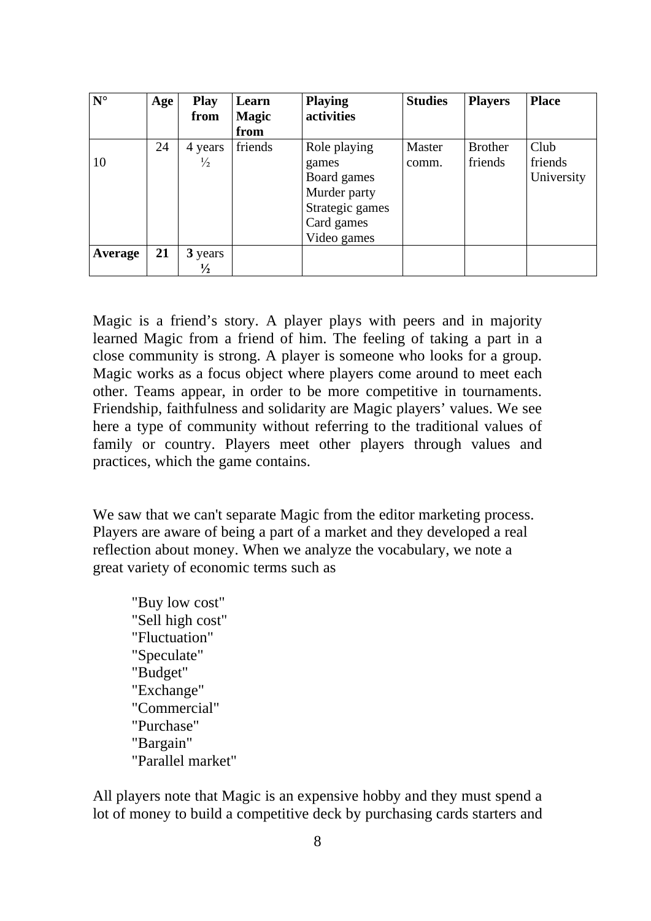| N° | Age | Play from | Learn Magic from | Playing activities | Studies | Players | Place |
|---|---|---|---|---|---|---|---|
| 10 | 24 | 4 years ½ | friends | Role playing games<br>Board games<br>Murder party<br>Strategic games<br>Card games<br>Video games | Master comm. | Brother friends | Club friends University |
| **Average** | **21** | **3** years **½** | | | | | |

Magic is a friend's story. A player plays with peers and in majority learned Magic from a friend of him. The feeling of taking a part in a close community is strong. A player is someone who looks for a group. Magic works as a focus object where players come around to meet each other. Teams appear, in order to be more competitive in tournaments. Friendship, faithfulness and solidarity are Magic players' values. We see here a type of community without referring to the traditional values of family or country. Players meet other players through values and practices, which the game contains.

We saw that we can't separate Magic from the editor marketing process. Players are aware of being a part of a market and they developed a real reflection about money. When we analyze the vocabulary, we note a great variety of economic terms such as

"Buy low cost"
"Sell high cost"
"Fluctuation"
"Speculate"
"Budget"
"Exchange"
"Commercial"
"Purchase"
"Bargain"
"Parallel market"

All players note that Magic is an expensive hobby and they must spend a lot of money to build a competitive deck by purchasing cards starters and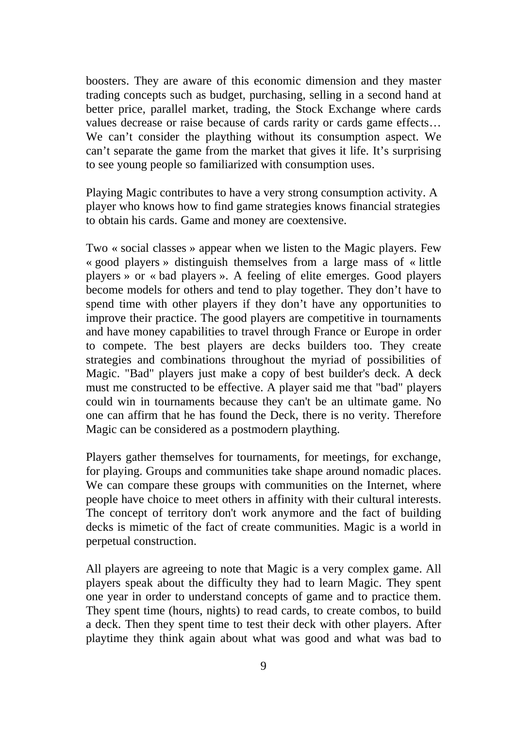boosters. They are aware of this economic dimension and they master trading concepts such as budget, purchasing, selling in a second hand at better price, parallel market, trading, the Stock Exchange where cards values decrease or raise because of cards rarity or cards game effects… We can't consider the plaything without its consumption aspect. We can't separate the game from the market that gives it life. It's surprising to see young people so familiarized with consumption uses.

Playing Magic contributes to have a very strong consumption activity. A player who knows how to find game strategies knows financial strategies to obtain his cards. Game and money are coextensive.

Two « social classes » appear when we listen to the Magic players. Few « good players » distinguish themselves from a large mass of « little players » or « bad players ». A feeling of elite emerges. Good players become models for others and tend to play together. They don't have to spend time with other players if they don't have any opportunities to improve their practice. The good players are competitive in tournaments and have money capabilities to travel through France or Europe in order to compete. The best players are decks builders too. They create strategies and combinations throughout the myriad of possibilities of Magic. "Bad" players just make a copy of best builder's deck. A deck must me constructed to be effective. A player said me that "bad" players could win in tournaments because they can't be an ultimate game. No one can affirm that he has found the Deck, there is no verity. Therefore Magic can be considered as a postmodern plaything.

Players gather themselves for tournaments, for meetings, for exchange, for playing. Groups and communities take shape around nomadic places. We can compare these groups with communities on the Internet, where people have choice to meet others in affinity with their cultural interests. The concept of territory don't work anymore and the fact of building decks is mimetic of the fact of create communities. Magic is a world in perpetual construction.

All players are agreeing to note that Magic is a very complex game. All players speak about the difficulty they had to learn Magic. They spent one year in order to understand concepts of game and to practice them. They spent time (hours, nights) to read cards, to create combos, to build a deck. Then they spent time to test their deck with other players. After playtime they think again about what was good and what was bad to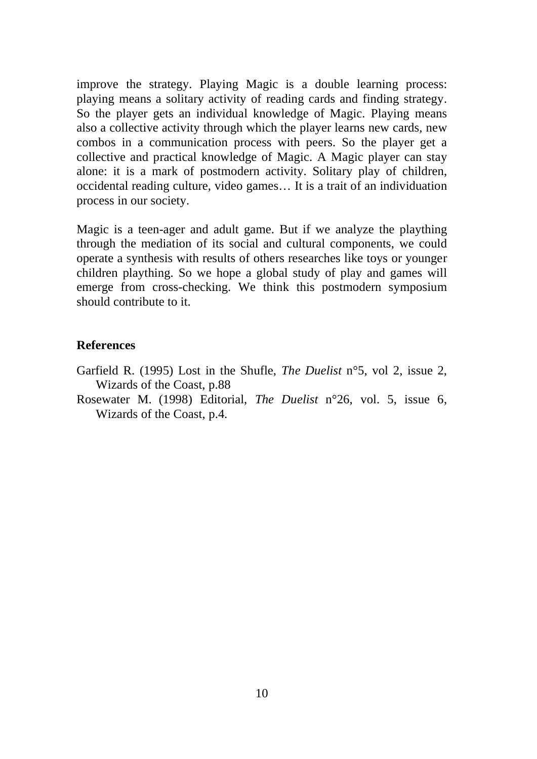improve the strategy. Playing Magic is a double learning process: playing means a solitary activity of reading cards and finding strategy. So the player gets an individual knowledge of Magic. Playing means also a collective activity through which the player learns new cards, new combos in a communication process with peers. So the player get a collective and practical knowledge of Magic. A Magic player can stay alone: it is a mark of postmodern activity. Solitary play of children, occidental reading culture, video games… It is a trait of an individuation process in our society.

Magic is a teen-ager and adult game. But if we analyze the plaything through the mediation of its social and cultural components, we could operate a synthesis with results of others researches like toys or younger children plaything. So we hope a global study of play and games will emerge from cross-checking. We think this postmodern symposium should contribute to it.

## References

Garfield R. (1995) Lost in the Shufle, *The Duelist* n°5, vol 2, issue 2, Wizards of the Coast, p.88

Rosewater M. (1998) Editorial, *The Duelist* n°26, vol. 5, issue 6, Wizards of the Coast, p.4.